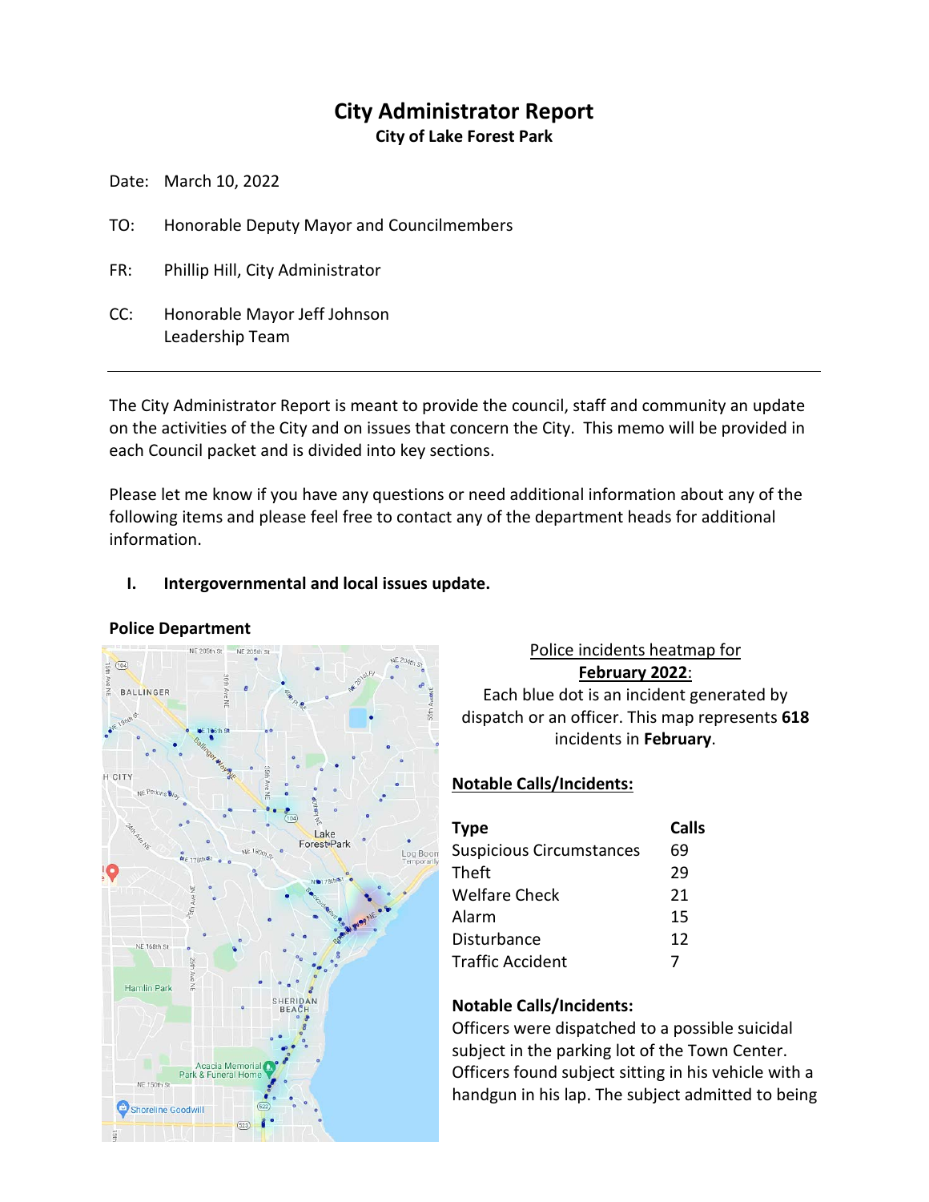# City Administrator Report

**City of Lake Forest Park**

Date: March 10, 2022

TO: Honorable Deputy Mayor and Councilmembers

FR: Phillip Hill, City Administrator

CC: Honorable Mayor Jeff Johnson
Leadership Team

---

The City Administrator Report is meant to provide the council, staff and community an update on the activities of the City and on issues that concern the City. This memo will be provided in each Council packet and is divided into key sections.

Please let me know if you have any questions or need additional information about any of the following items and please feel free to contact any of the department heads for additional information.

## I. Intergovernmental and local issues update.

### Police Department

Police incidents heatmap for **February 2022**:
Each blue dot is an incident generated by dispatch or an officer. This map represents **618** incidents in **February**.

**Notable Calls/Incidents:**

| Type | Calls |
|---|---|
| Suspicious Circumstances | 69 |
| Theft | 29 |
| Welfare Check | 21 |
| Alarm | 15 |
| Disturbance | 12 |
| Traffic Accident | 7 |

**Notable Calls/Incidents:**

Officers were dispatched to a possible suicidal subject in the parking lot of the Town Center. Officers found subject sitting in his vehicle with a handgun in his lap. The subject admitted to being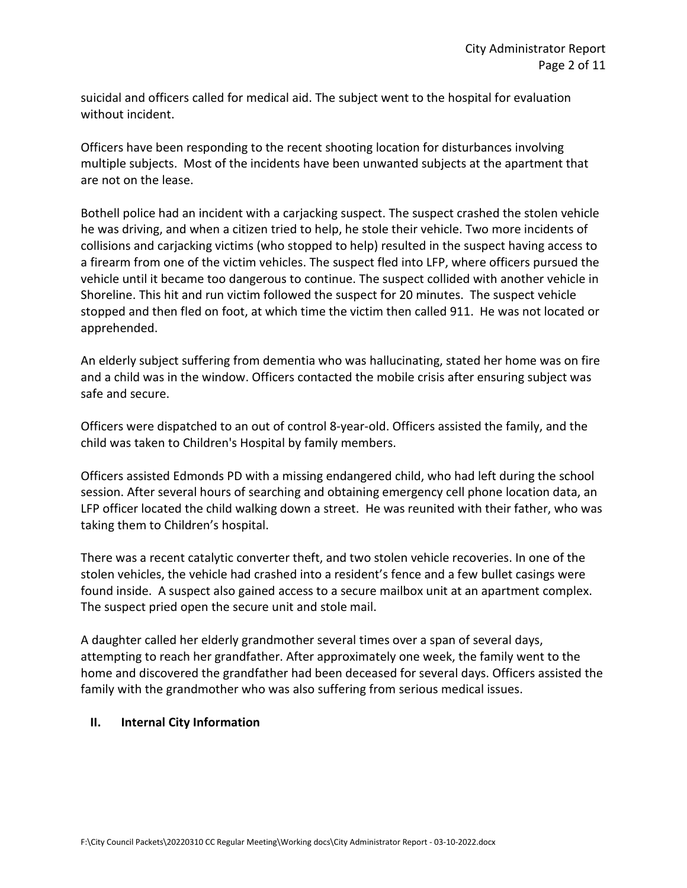suicidal and officers called for medical aid. The subject went to the hospital for evaluation without incident.

Officers have been responding to the recent shooting location for disturbances involving multiple subjects. Most of the incidents have been unwanted subjects at the apartment that are not on the lease.

Bothell police had an incident with a carjacking suspect. The suspect crashed the stolen vehicle he was driving, and when a citizen tried to help, he stole their vehicle. Two more incidents of collisions and carjacking victims (who stopped to help) resulted in the suspect having access to a firearm from one of the victim vehicles. The suspect fled into LFP, where officers pursued the vehicle until it became too dangerous to continue. The suspect collided with another vehicle in Shoreline. This hit and run victim followed the suspect for 20 minutes. The suspect vehicle stopped and then fled on foot, at which time the victim then called 911. He was not located or apprehended.

An elderly subject suffering from dementia who was hallucinating, stated her home was on fire and a child was in the window. Officers contacted the mobile crisis after ensuring subject was safe and secure.

Officers were dispatched to an out of control 8-year-old. Officers assisted the family, and the child was taken to Children's Hospital by family members.

Officers assisted Edmonds PD with a missing endangered child, who had left during the school session. After several hours of searching and obtaining emergency cell phone location data, an LFP officer located the child walking down a street. He was reunited with their father, who was taking them to Children's hospital.

There was a recent catalytic converter theft, and two stolen vehicle recoveries. In one of the stolen vehicles, the vehicle had crashed into a resident's fence and a few bullet casings were found inside. A suspect also gained access to a secure mailbox unit at an apartment complex. The suspect pried open the secure unit and stole mail.

A daughter called her elderly grandmother several times over a span of several days, attempting to reach her grandfather. After approximately one week, the family went to the home and discovered the grandfather had been deceased for several days. Officers assisted the family with the grandmother who was also suffering from serious medical issues.

## II. Internal City Information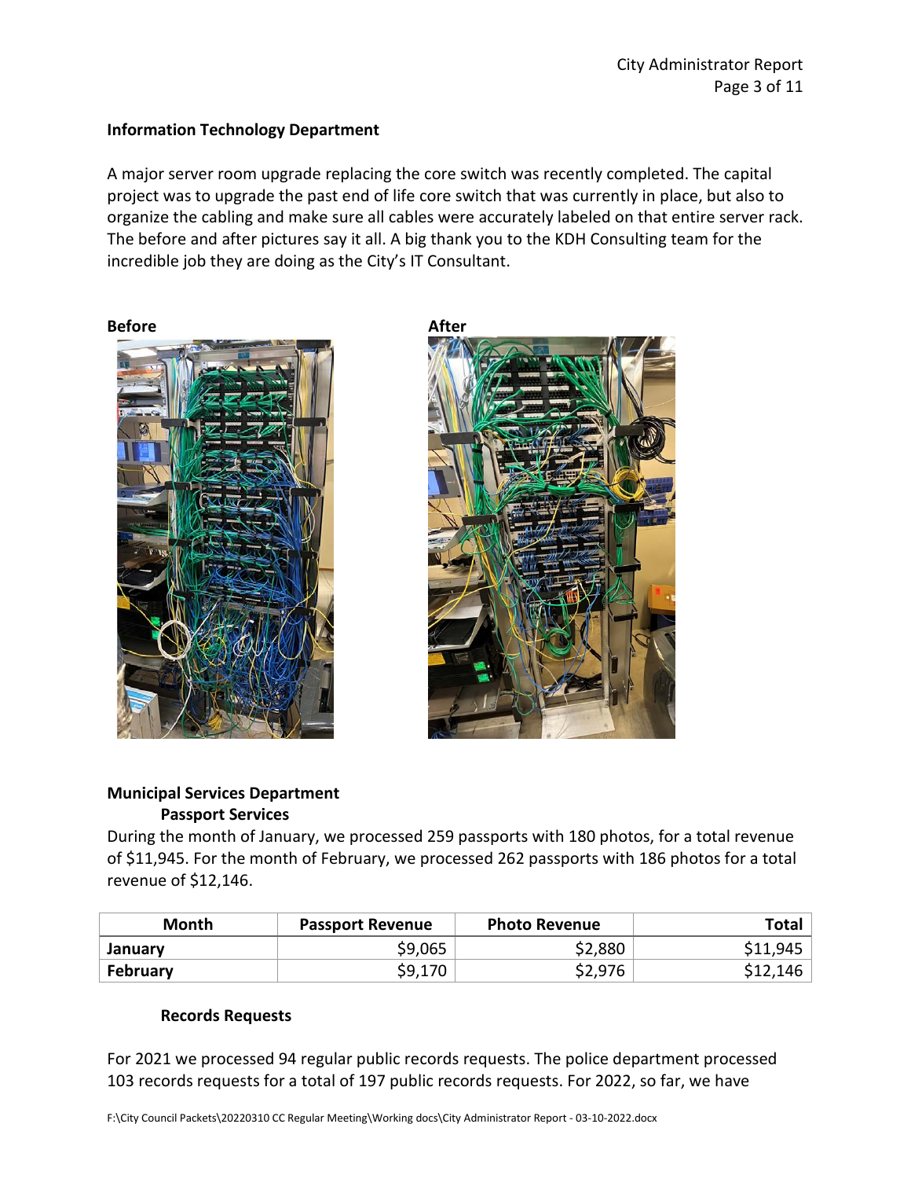## Information Technology Department

A major server room upgrade replacing the core switch was recently completed. The capital project was to upgrade the past end of life core switch that was currently in place, but also to organize the cabling and make sure all cables were accurately labeled on that entire server rack. The before and after pictures say it all. A big thank you to the KDH Consulting team for the incredible job they are doing as the City's IT Consultant.

**Before**

**After**

## Municipal Services Department

### Passport Services

During the month of January, we processed 259 passports with 180 photos, for a total revenue of $11,945. For the month of February, we processed 262 passports with 186 photos for a total revenue of $12,146.

| Month | Passport Revenue | Photo Revenue | Total |
|---|---:|---:|---:|
| **January** | $9,065 | $2,880 | $11,945 |
| **February** | $9,170 | $2,976 | $12,146 |

### Records Requests

For 2021 we processed 94 regular public records requests. The police department processed 103 records requests for a total of 197 public records requests. For 2022, so far, we have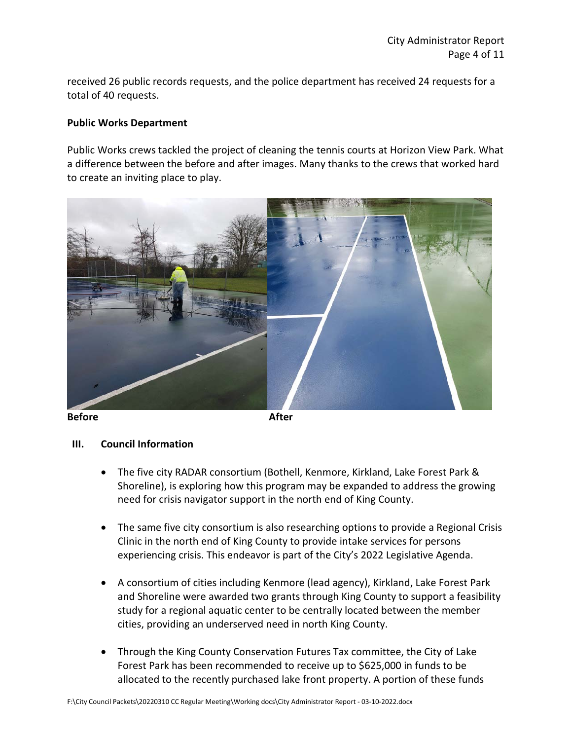received 26 public records requests, and the police department has received 24 requests for a total of 40 requests.

**Public Works Department**

Public Works crews tackled the project of cleaning the tennis courts at Horizon View Park. What a difference between the before and after images. Many thanks to the crews that worked hard to create an inviting place to play.

**Before** **After**

## III. Council Information

- The five city RADAR consortium (Bothell, Kenmore, Kirkland, Lake Forest Park & Shoreline), is exploring how this program may be expanded to address the growing need for crisis navigator support in the north end of King County.

- The same five city consortium is also researching options to provide a Regional Crisis Clinic in the north end of King County to provide intake services for persons experiencing crisis. This endeavor is part of the City's 2022 Legislative Agenda.

- A consortium of cities including Kenmore (lead agency), Kirkland, Lake Forest Park and Shoreline were awarded two grants through King County to support a feasibility study for a regional aquatic center to be centrally located between the member cities, providing an underserved need in north King County.

- Through the King County Conservation Futures Tax committee, the City of Lake Forest Park has been recommended to receive up to $625,000 in funds to be allocated to the recently purchased lake front property. A portion of these funds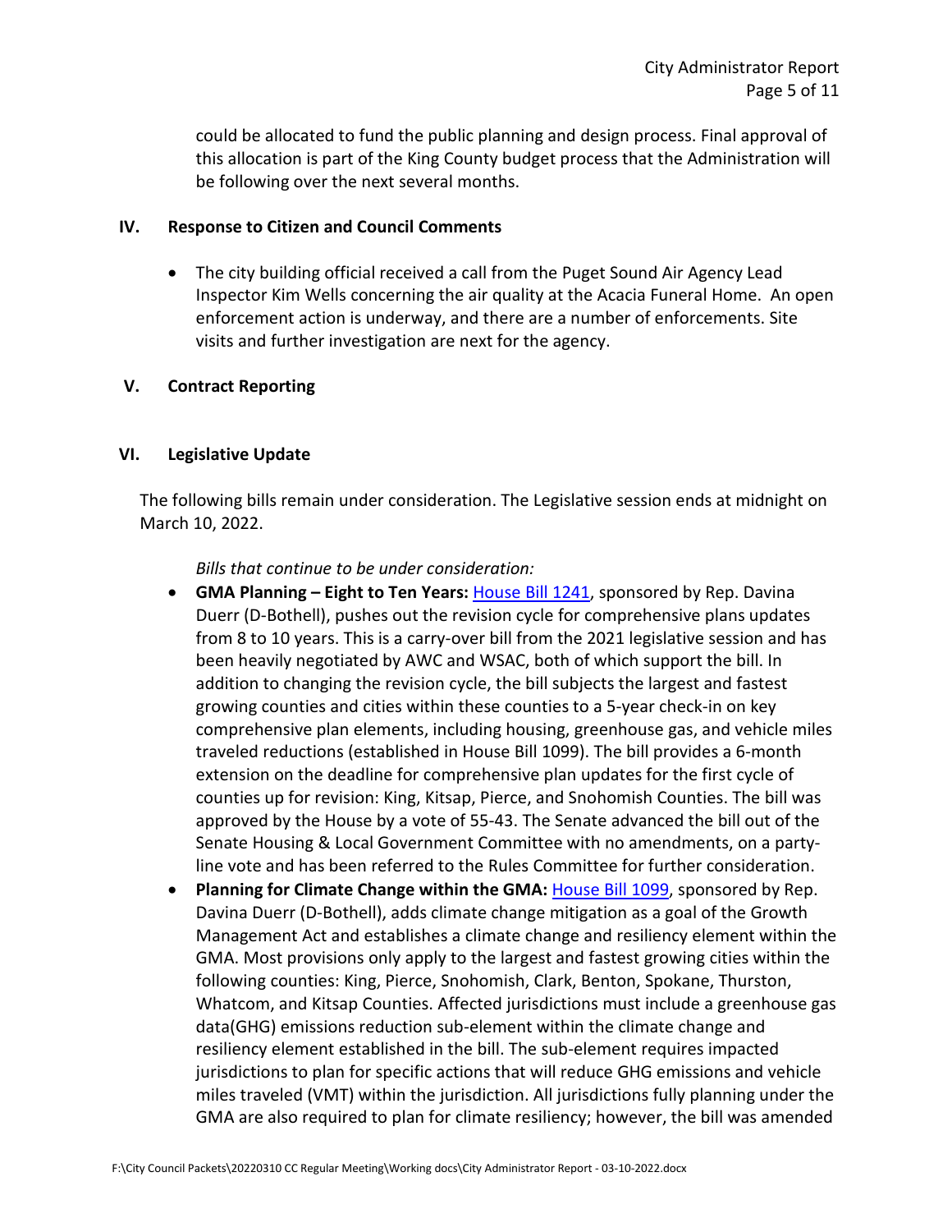could be allocated to fund the public planning and design process. Final approval of this allocation is part of the King County budget process that the Administration will be following over the next several months.

## IV. Response to Citizen and Council Comments

- The city building official received a call from the Puget Sound Air Agency Lead Inspector Kim Wells concerning the air quality at the Acacia Funeral Home. An open enforcement action is underway, and there are a number of enforcements. Site visits and further investigation are next for the agency.

## V. Contract Reporting

## VI. Legislative Update

The following bills remain under consideration. The Legislative session ends at midnight on March 10, 2022.

*Bills that continue to be under consideration:*

- **GMA Planning – Eight to Ten Years:** House Bill 1241, sponsored by Rep. Davina Duerr (D-Bothell), pushes out the revision cycle for comprehensive plans updates from 8 to 10 years. This is a carry-over bill from the 2021 legislative session and has been heavily negotiated by AWC and WSAC, both of which support the bill. In addition to changing the revision cycle, the bill subjects the largest and fastest growing counties and cities within these counties to a 5-year check-in on key comprehensive plan elements, including housing, greenhouse gas, and vehicle miles traveled reductions (established in House Bill 1099). The bill provides a 6-month extension on the deadline for comprehensive plan updates for the first cycle of counties up for revision: King, Kitsap, Pierce, and Snohomish Counties. The bill was approved by the House by a vote of 55-43. The Senate advanced the bill out of the Senate Housing & Local Government Committee with no amendments, on a party-line vote and has been referred to the Rules Committee for further consideration.
- **Planning for Climate Change within the GMA:** House Bill 1099, sponsored by Rep. Davina Duerr (D-Bothell), adds climate change mitigation as a goal of the Growth Management Act and establishes a climate change and resiliency element within the GMA. Most provisions only apply to the largest and fastest growing cities within the following counties: King, Pierce, Snohomish, Clark, Benton, Spokane, Thurston, Whatcom, and Kitsap Counties. Affected jurisdictions must include a greenhouse gas data(GHG) emissions reduction sub-element within the climate change and resiliency element established in the bill. The sub-element requires impacted jurisdictions to plan for specific actions that will reduce GHG emissions and vehicle miles traveled (VMT) within the jurisdiction. All jurisdictions fully planning under the GMA are also required to plan for climate resiliency; however, the bill was amended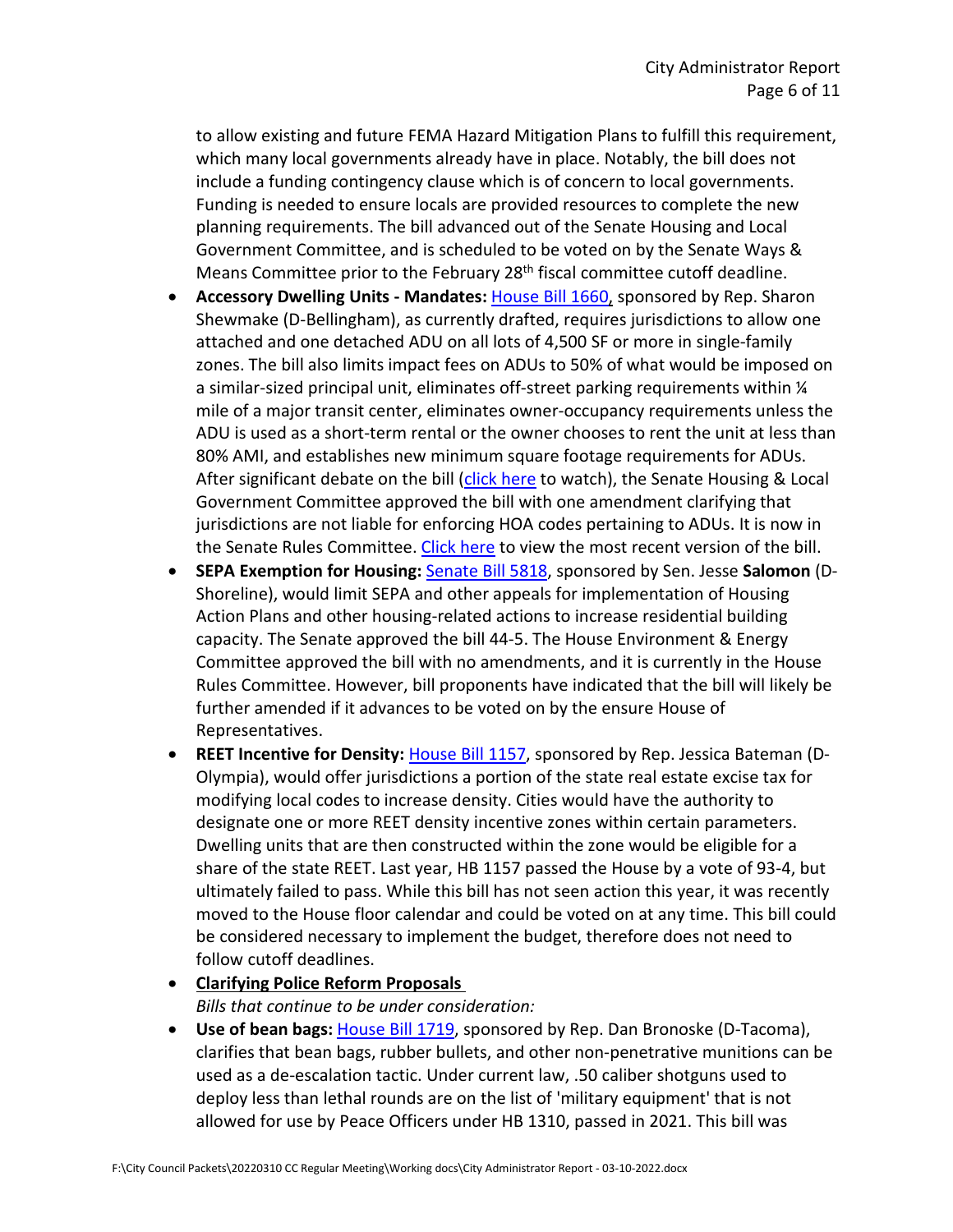to allow existing and future FEMA Hazard Mitigation Plans to fulfill this requirement, which many local governments already have in place. Notably, the bill does not include a funding contingency clause which is of concern to local governments. Funding is needed to ensure locals are provided resources to complete the new planning requirements. The bill advanced out of the Senate Housing and Local Government Committee, and is scheduled to be voted on by the Senate Ways & Means Committee prior to the February 28th fiscal committee cutoff deadline.

- **Accessory Dwelling Units - Mandates:** House Bill 1660, sponsored by Rep. Sharon Shewmake (D-Bellingham), as currently drafted, requires jurisdictions to allow one attached and one detached ADU on all lots of 4,500 SF or more in single-family zones. The bill also limits impact fees on ADUs to 50% of what would be imposed on a similar-sized principal unit, eliminates off-street parking requirements within ¼ mile of a major transit center, eliminates owner-occupancy requirements unless the ADU is used as a short-term rental or the owner chooses to rent the unit at less than 80% AMI, and establishes new minimum square footage requirements for ADUs. After significant debate on the bill (click here to watch), the Senate Housing & Local Government Committee approved the bill with one amendment clarifying that jurisdictions are not liable for enforcing HOA codes pertaining to ADUs. It is now in the Senate Rules Committee. Click here to view the most recent version of the bill.
- **SEPA Exemption for Housing:** Senate Bill 5818, sponsored by Sen. Jesse **Salomon** (D-Shoreline), would limit SEPA and other appeals for implementation of Housing Action Plans and other housing-related actions to increase residential building capacity. The Senate approved the bill 44-5. The House Environment & Energy Committee approved the bill with no amendments, and it is currently in the House Rules Committee. However, bill proponents have indicated that the bill will likely be further amended if it advances to be voted on by the ensure House of Representatives.
- **REET Incentive for Density:** House Bill 1157, sponsored by Rep. Jessica Bateman (D-Olympia), would offer jurisdictions a portion of the state real estate excise tax for modifying local codes to increase density. Cities would have the authority to designate one or more REET density incentive zones within certain parameters. Dwelling units that are then constructed within the zone would be eligible for a share of the state REET. Last year, HB 1157 passed the House by a vote of 93-4, but ultimately failed to pass. While this bill has not seen action this year, it was recently moved to the House floor calendar and could be voted on at any time. This bill could be considered necessary to implement the budget, therefore does not need to follow cutoff deadlines.
- **Clarifying Police Reform Proposals**
  *Bills that continue to be under consideration:*
- **Use of bean bags:** House Bill 1719, sponsored by Rep. Dan Bronoske (D-Tacoma), clarifies that bean bags, rubber bullets, and other non-penetrative munitions can be used as a de-escalation tactic. Under current law, .50 caliber shotguns used to deploy less than lethal rounds are on the list of 'military equipment' that is not allowed for use by Peace Officers under HB 1310, passed in 2021. This bill was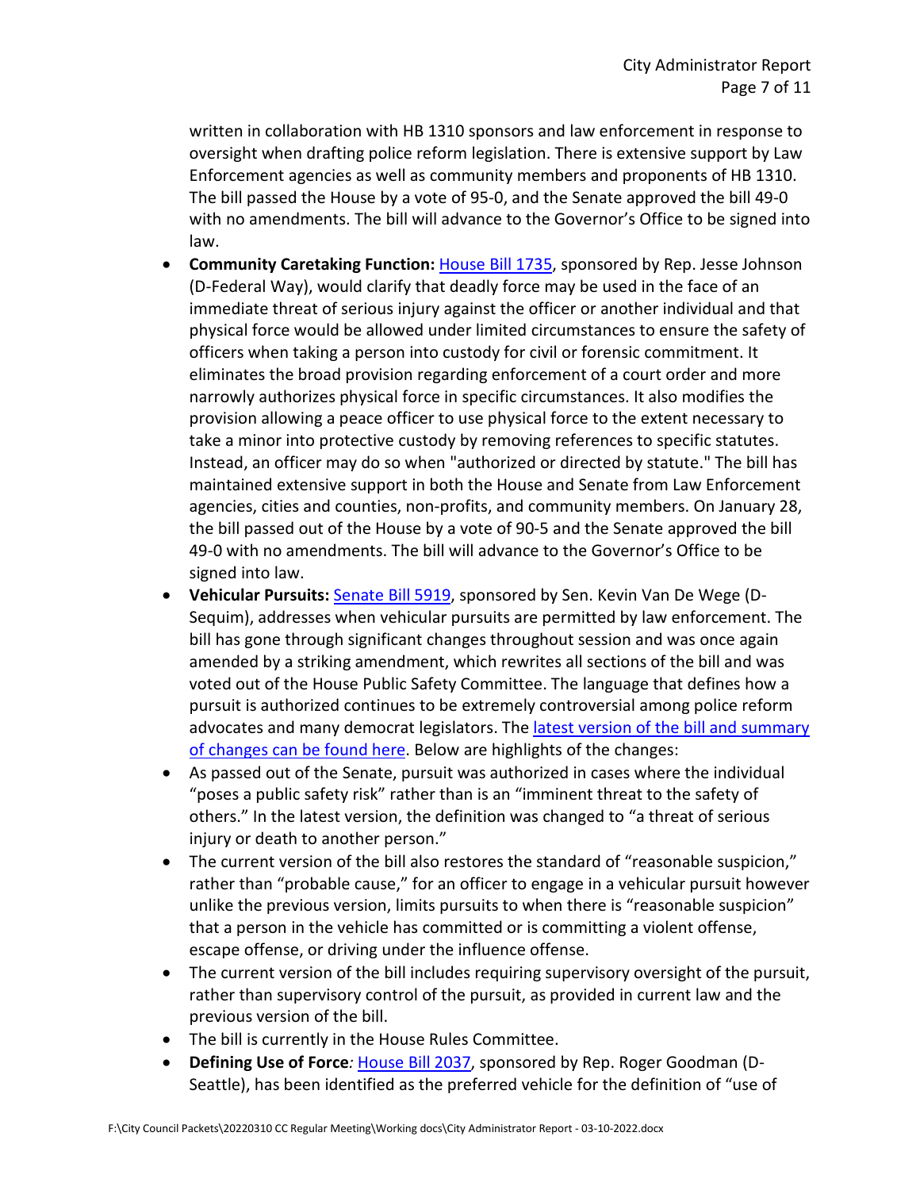written in collaboration with HB 1310 sponsors and law enforcement in response to oversight when drafting police reform legislation. There is extensive support by Law Enforcement agencies as well as community members and proponents of HB 1310. The bill passed the House by a vote of 95-0, and the Senate approved the bill 49-0 with no amendments. The bill will advance to the Governor's Office to be signed into law.

- **Community Caretaking Function:** House Bill 1735, sponsored by Rep. Jesse Johnson (D-Federal Way), would clarify that deadly force may be used in the face of an immediate threat of serious injury against the officer or another individual and that physical force would be allowed under limited circumstances to ensure the safety of officers when taking a person into custody for civil or forensic commitment. It eliminates the broad provision regarding enforcement of a court order and more narrowly authorizes physical force in specific circumstances. It also modifies the provision allowing a peace officer to use physical force to the extent necessary to take a minor into protective custody by removing references to specific statutes. Instead, an officer may do so when "authorized or directed by statute." The bill has maintained extensive support in both the House and Senate from Law Enforcement agencies, cities and counties, non-profits, and community members. On January 28, the bill passed out of the House by a vote of 90-5 and the Senate approved the bill 49-0 with no amendments. The bill will advance to the Governor's Office to be signed into law.
- **Vehicular Pursuits:** Senate Bill 5919, sponsored by Sen. Kevin Van De Wege (D-Sequim), addresses when vehicular pursuits are permitted by law enforcement. The bill has gone through significant changes throughout session and was once again amended by a striking amendment, which rewrites all sections of the bill and was voted out of the House Public Safety Committee. The language that defines how a pursuit is authorized continues to be extremely controversial among police reform advocates and many democrat legislators. The latest version of the bill and summary of changes can be found here. Below are highlights of the changes:
- As passed out of the Senate, pursuit was authorized in cases where the individual "poses a public safety risk" rather than is an "imminent threat to the safety of others." In the latest version, the definition was changed to "a threat of serious injury or death to another person."
- The current version of the bill also restores the standard of "reasonable suspicion," rather than "probable cause," for an officer to engage in a vehicular pursuit however unlike the previous version, limits pursuits to when there is "reasonable suspicion" that a person in the vehicle has committed or is committing a violent offense, escape offense, or driving under the influence offense.
- The current version of the bill includes requiring supervisory oversight of the pursuit, rather than supervisory control of the pursuit, as provided in current law and the previous version of the bill.
- The bill is currently in the House Rules Committee.
- **Defining Use of Force***:* House Bill 2037, sponsored by Rep. Roger Goodman (D-Seattle), has been identified as the preferred vehicle for the definition of "use of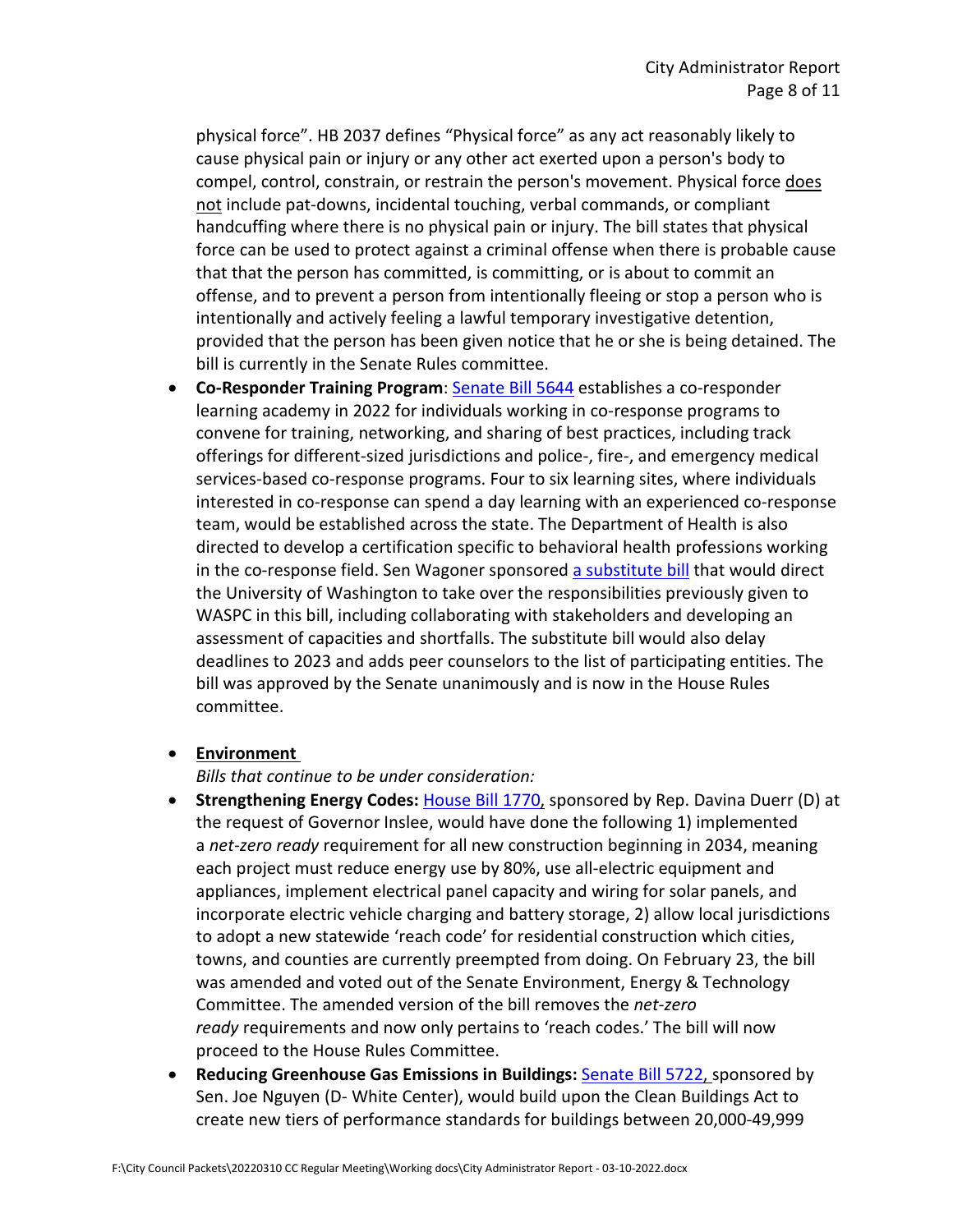physical force". HB 2037 defines "Physical force" as any act reasonably likely to cause physical pain or injury or any other act exerted upon a person's body to compel, control, constrain, or restrain the person's movement. Physical force does not include pat-downs, incidental touching, verbal commands, or compliant handcuffing where there is no physical pain or injury. The bill states that physical force can be used to protect against a criminal offense when there is probable cause that that the person has committed, is committing, or is about to commit an offense, and to prevent a person from intentionally fleeing or stop a person who is intentionally and actively feeling a lawful temporary investigative detention, provided that the person has been given notice that he or she is being detained. The bill is currently in the Senate Rules committee.

- **Co-Responder Training Program**: Senate Bill 5644 establishes a co-responder learning academy in 2022 for individuals working in co-response programs to convene for training, networking, and sharing of best practices, including track offerings for different-sized jurisdictions and police-, fire-, and emergency medical services-based co-response programs. Four to six learning sites, where individuals interested in co-response can spend a day learning with an experienced co-response team, would be established across the state. The Department of Health is also directed to develop a certification specific to behavioral health professions working in the co-response field. Sen Wagoner sponsored a substitute bill that would direct the University of Washington to take over the responsibilities previously given to WASPC in this bill, including collaborating with stakeholders and developing an assessment of capacities and shortfalls. The substitute bill would also delay deadlines to 2023 and adds peer counselors to the list of participating entities. The bill was approved by the Senate unanimously and is now in the House Rules committee.

- **Environment**

  *Bills that continue to be under consideration:*

- **Strengthening Energy Codes:** House Bill 1770, sponsored by Rep. Davina Duerr (D) at the request of Governor Inslee, would have done the following 1) implemented a *net-zero ready* requirement for all new construction beginning in 2034, meaning each project must reduce energy use by 80%, use all-electric equipment and appliances, implement electrical panel capacity and wiring for solar panels, and incorporate electric vehicle charging and battery storage, 2) allow local jurisdictions to adopt a new statewide 'reach code' for residential construction which cities, towns, and counties are currently preempted from doing. On February 23, the bill was amended and voted out of the Senate Environment, Energy & Technology Committee. The amended version of the bill removes the *net-zero ready* requirements and now only pertains to 'reach codes.' The bill will now proceed to the House Rules Committee.
- **Reducing Greenhouse Gas Emissions in Buildings:** Senate Bill 5722, sponsored by Sen. Joe Nguyen (D- White Center), would build upon the Clean Buildings Act to create new tiers of performance standards for buildings between 20,000-49,999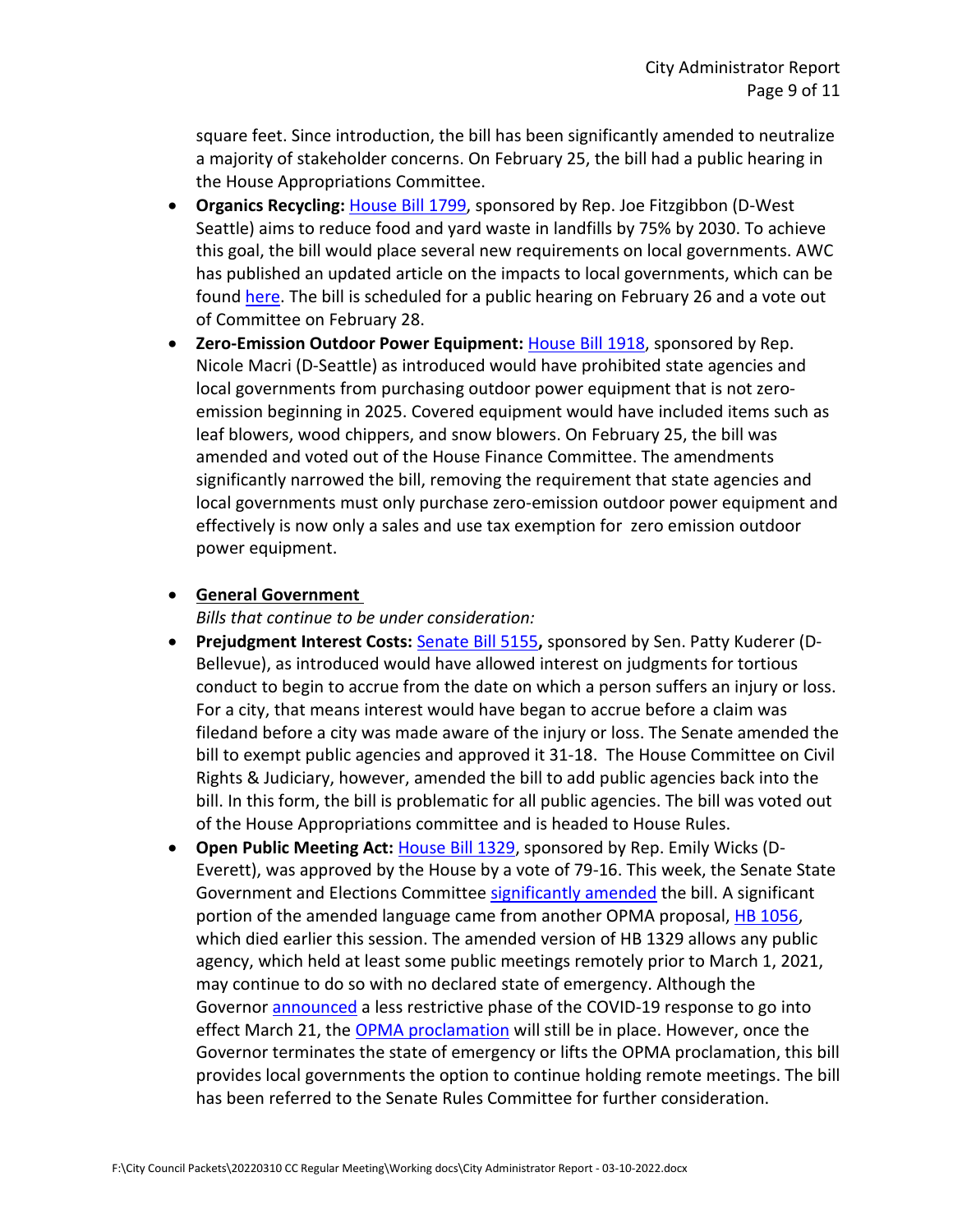square feet. Since introduction, the bill has been significantly amended to neutralize a majority of stakeholder concerns. On February 25, the bill had a public hearing in the House Appropriations Committee.

- **Organics Recycling:** House Bill 1799, sponsored by Rep. Joe Fitzgibbon (D-West Seattle) aims to reduce food and yard waste in landfills by 75% by 2030. To achieve this goal, the bill would place several new requirements on local governments. AWC has published an updated article on the impacts to local governments, which can be found here. The bill is scheduled for a public hearing on February 26 and a vote out of Committee on February 28.
- **Zero-Emission Outdoor Power Equipment:** House Bill 1918, sponsored by Rep. Nicole Macri (D-Seattle) as introduced would have prohibited state agencies and local governments from purchasing outdoor power equipment that is not zero-emission beginning in 2025. Covered equipment would have included items such as leaf blowers, wood chippers, and snow blowers. On February 25, the bill was amended and voted out of the House Finance Committee. The amendments significantly narrowed the bill, removing the requirement that state agencies and local governments must only purchase zero-emission outdoor power equipment and effectively is now only a sales and use tax exemption for zero emission outdoor power equipment.

- **General Government**

  *Bills that continue to be under consideration:*

- **Prejudgment Interest Costs:** Senate Bill 5155**,** sponsored by Sen. Patty Kuderer (D-Bellevue), as introduced would have allowed interest on judgments for tortious conduct to begin to accrue from the date on which a person suffers an injury or loss. For a city, that means interest would have began to accrue before a claim was filedand before a city was made aware of the injury or loss. The Senate amended the bill to exempt public agencies and approved it 31-18. The House Committee on Civil Rights & Judiciary, however, amended the bill to add public agencies back into the bill. In this form, the bill is problematic for all public agencies. The bill was voted out of the House Appropriations committee and is headed to House Rules.
- **Open Public Meeting Act:** House Bill 1329, sponsored by Rep. Emily Wicks (D-Everett), was approved by the House by a vote of 79-16. This week, the Senate State Government and Elections Committee significantly amended the bill. A significant portion of the amended language came from another OPMA proposal, HB 1056, which died earlier this session. The amended version of HB 1329 allows any public agency, which held at least some public meetings remotely prior to March 1, 2021, may continue to do so with no declared state of emergency. Although the Governor announced a less restrictive phase of the COVID-19 response to go into effect March 21, the OPMA proclamation will still be in place. However, once the Governor terminates the state of emergency or lifts the OPMA proclamation, this bill provides local governments the option to continue holding remote meetings. The bill has been referred to the Senate Rules Committee for further consideration.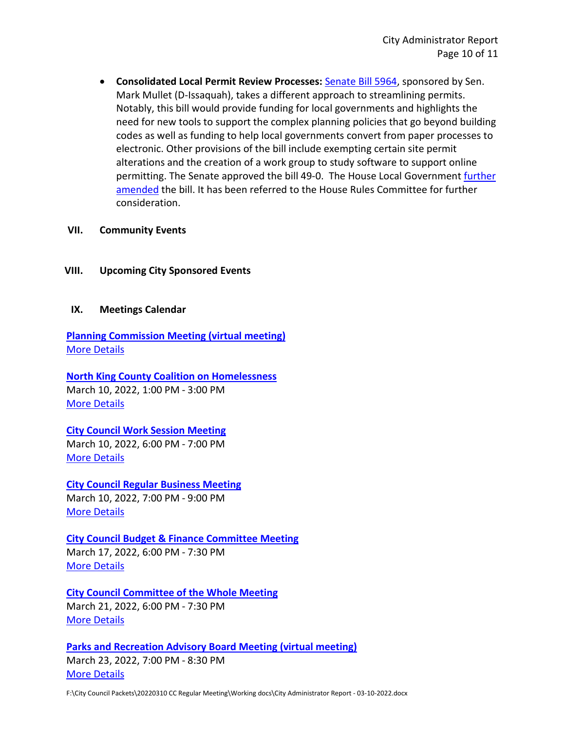- **Consolidated Local Permit Review Processes:** Senate Bill 5964, sponsored by Sen. Mark Mullet (D-Issaquah), takes a different approach to streamlining permits. Notably, this bill would provide funding for local governments and highlights the need for new tools to support the complex planning policies that go beyond building codes as well as funding to help local governments convert from paper processes to electronic. Other provisions of the bill include exempting certain site permit alterations and the creation of a work group to study software to support online permitting. The Senate approved the bill 49-0. The House Local Government further amended the bill. It has been referred to the House Rules Committee for further consideration.

## VII. Community Events

## VIII. Upcoming City Sponsored Events

## IX. Meetings Calendar

**Planning Commission Meeting (virtual meeting)**
More Details

**North King County Coalition on Homelessness**
March 10, 2022, 1:00 PM - 3:00 PM
More Details

**City Council Work Session Meeting**
March 10, 2022, 6:00 PM - 7:00 PM
More Details

**City Council Regular Business Meeting**
March 10, 2022, 7:00 PM - 9:00 PM
More Details

**City Council Budget & Finance Committee Meeting**
March 17, 2022, 6:00 PM - 7:30 PM
More Details

**City Council Committee of the Whole Meeting**
March 21, 2022, 6:00 PM - 7:30 PM
More Details

**Parks and Recreation Advisory Board Meeting (virtual meeting)**
March 23, 2022, 7:00 PM - 8:30 PM
More Details

F:\City Council Packets\20220310 CC Regular Meeting\Working docs\City Administrator Report - 03-10-2022.docx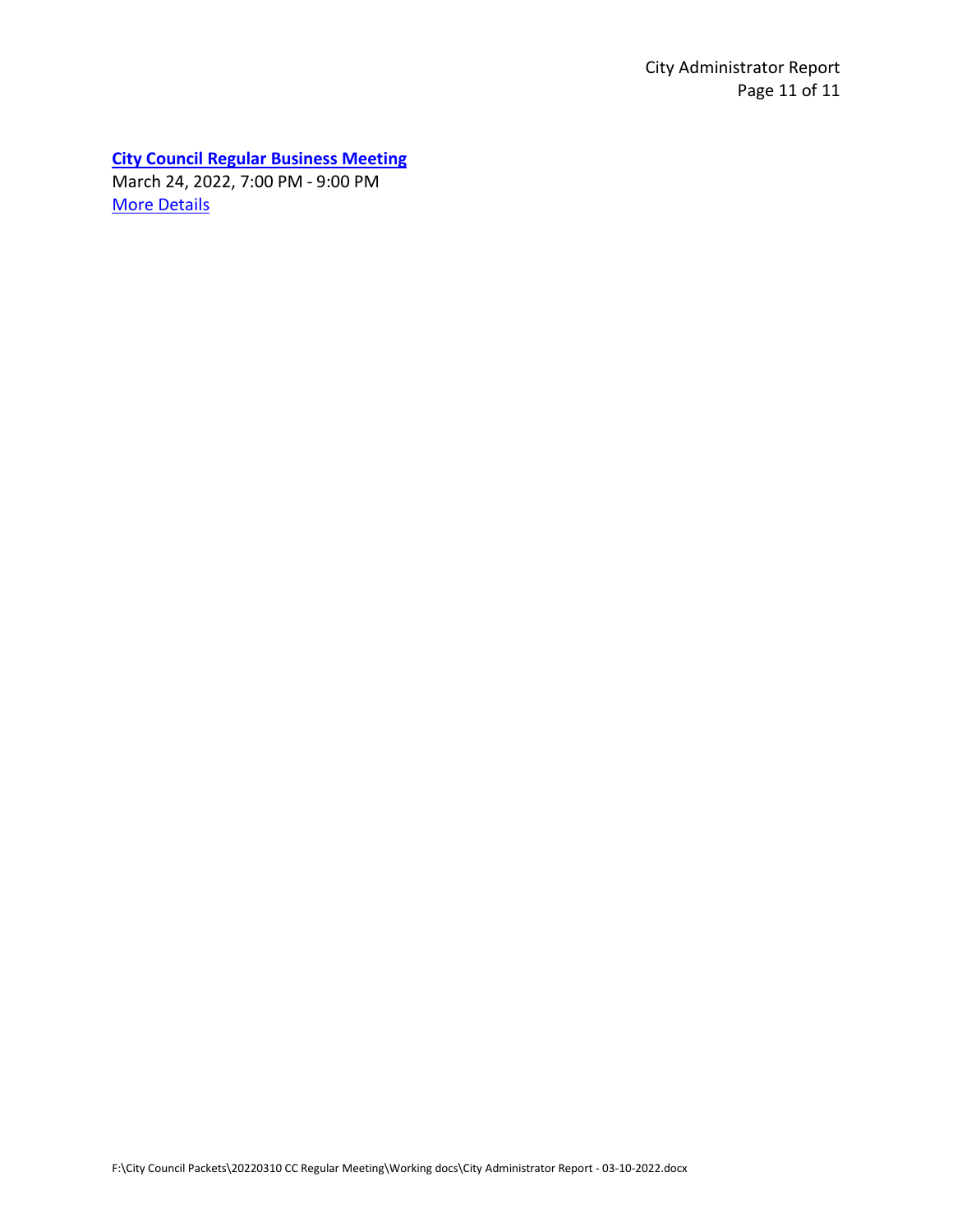**City Council Regular Business Meeting**
March 24, 2022, 7:00 PM - 9:00 PM
More Details